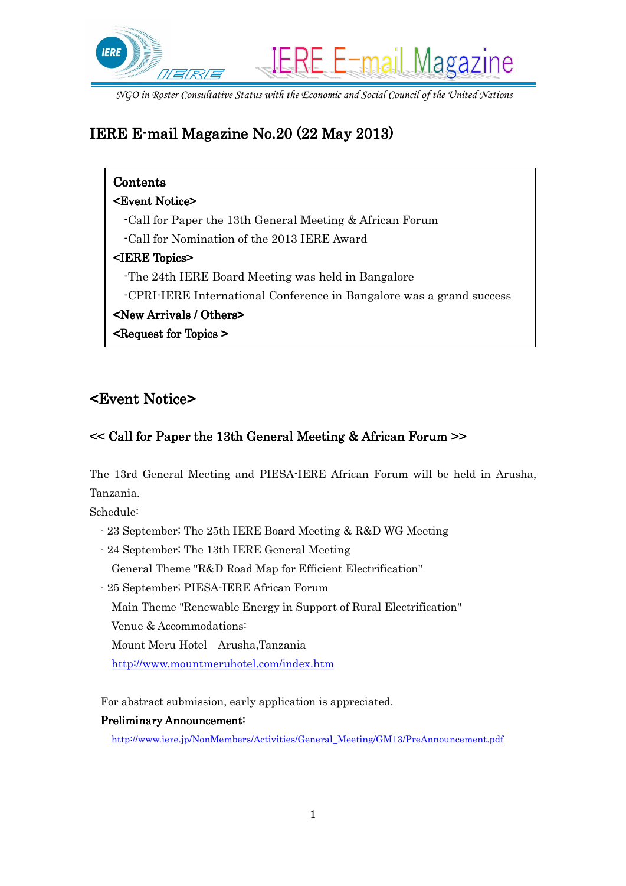IERE E-mail Magazine

*NGO in Roster Consultative Status with the Economic and Social Council of the United Nations*

# IERE E-mail Magazine No.20 (22 May 2013)

**Contents**

**<Event Notice>**

- Call for Paper the 13th General Meeting & African Forum
- Call for Nomination of the 2013 IERE Award

**<IERE Topics>**

- The 24th IERE Board Meeting was held in Bangalore
- CPRI-IERE International Conference in Bangalore was a grand success

**<New Arrivals / Others>**

**<Request for Topics >**

## <Event Notice>

### << Call for Paper the 13th General Meeting & African Forum >>

The 13rd General Meeting and PIESA-IERE African Forum will be held in Arusha, Tanzania.

Schedule:

- 23 September; The 25th IERE Board Meeting & R&D WG Meeting
- 24 September; The 13th IERE General Meeting
  General Theme "R&D Road Map for Efficient Electrification"
- 25 September; PIESA-IERE African Forum
  Main Theme "Renewable Energy in Support of Rural Electrification"
  Venue & Accommodations:
  Mount Meru Hotel Arusha,Tanzania
  http://www.mountmeruhotel.com/index.htm

For abstract submission, early application is appreciated.

**Preliminary Announcement:**

http://www.iere.jp/NonMembers/Activities/General_Meeting/GM13/PreAnnouncement.pdf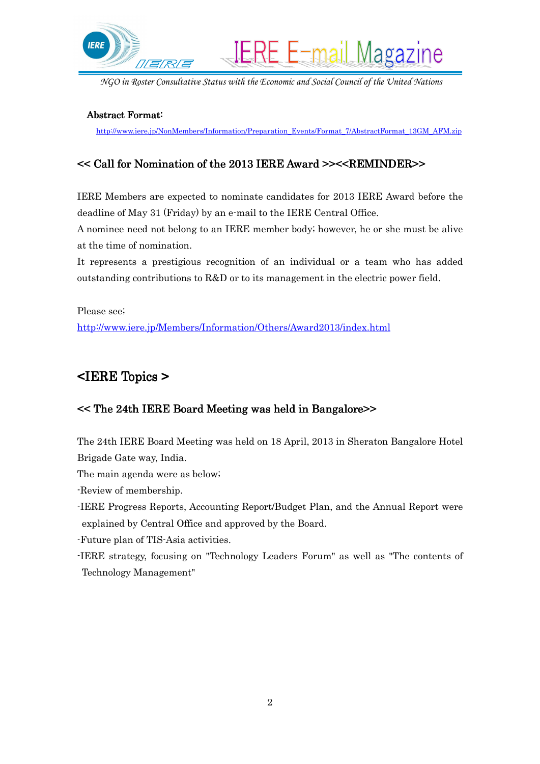**Abstract Format:**

http://www.iere.jp/NonMembers/Information/Preparation_Events/Format_7/AbstractFormat_13GM_AFM.zip

### << Call for Nomination of the 2013 IERE Award >><<REMINDER>>

IERE Members are expected to nominate candidates for 2013 IERE Award before the deadline of May 31 (Friday) by an e-mail to the IERE Central Office.

A nominee need not belong to an IERE member body; however, he or she must be alive at the time of nomination.

It represents a prestigious recognition of an individual or a team who has added outstanding contributions to R&D or to its management in the electric power field.

Please see;

http://www.iere.jp/Members/Information/Others/Award2013/index.html

## <IERE Topics >

### << The 24th IERE Board Meeting was held in Bangalore>>

The 24th IERE Board Meeting was held on 18 April, 2013 in Sheraton Bangalore Hotel Brigade Gate way, India.

The main agenda were as below;

-Review of membership.

-IERE Progress Reports, Accounting Report/Budget Plan, and the Annual Report were explained by Central Office and approved by the Board.

-Future plan of TIS-Asia activities.

-IERE strategy, focusing on "Technology Leaders Forum" as well as "The contents of Technology Management"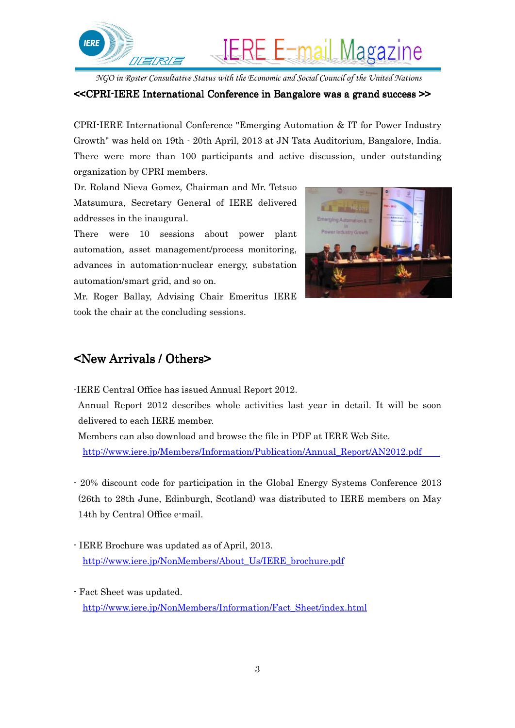## <<CPRI-IERE International Conference in Bangalore was a grand success >>

CPRI-IERE International Conference "Emerging Automation & IT for Power Industry Growth" was held on 19th - 20th April, 2013 at JN Tata Auditorium, Bangalore, India. There were more than 100 participants and active discussion, under outstanding organization by CPRI members.

Dr. Roland Nieva Gomez, Chairman and Mr. Tetsuo Matsumura, Secretary General of IERE delivered addresses in the inaugural.

There were 10 sessions about power plant automation, asset management/process monitoring, advances in automation-nuclear energy, substation automation/smart grid, and so on.

Mr. Roger Ballay, Advising Chair Emeritus IERE took the chair at the concluding sessions.

## <New Arrivals / Others>

-IERE Central Office has issued Annual Report 2012.
Annual Report 2012 describes whole activities last year in detail. It will be soon delivered to each IERE member.
Members can also download and browse the file in PDF at IERE Web Site.
http://www.iere.jp/Members/Information/Publication/Annual_Report/AN2012.pdf

- 20% discount code for participation in the Global Energy Systems Conference 2013 (26th to 28th June, Edinburgh, Scotland) was distributed to IERE members on May 14th by Central Office e-mail.

- IERE Brochure was updated as of April, 2013.
http://www.iere.jp/NonMembers/About_Us/IERE_brochure.pdf

- Fact Sheet was updated.
http://www.iere.jp/NonMembers/Information/Fact_Sheet/index.html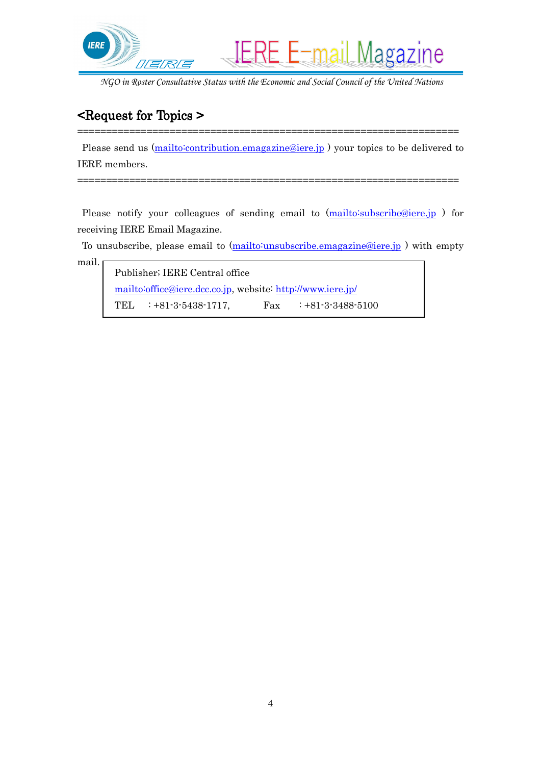## <Request for Topics >

====================================================================

Please send us (mailto:contribution.emagazine@iere.jp ) your topics to be delivered to IERE members.

====================================================================

Please notify your colleagues of sending email to (mailto:subscribe@iere.jp ) for receiving IERE Email Magazine.

To unsubscribe, please email to (mailto:unsubscribe.emagazine@iere.jp ) with empty mail.

Publisher; IERE Central office

mailto:office@iere.dcc.co.jp, website: http://www.iere.jp/

TEL : +81-3-5438-1717, Fax : +81-3-3488-5100